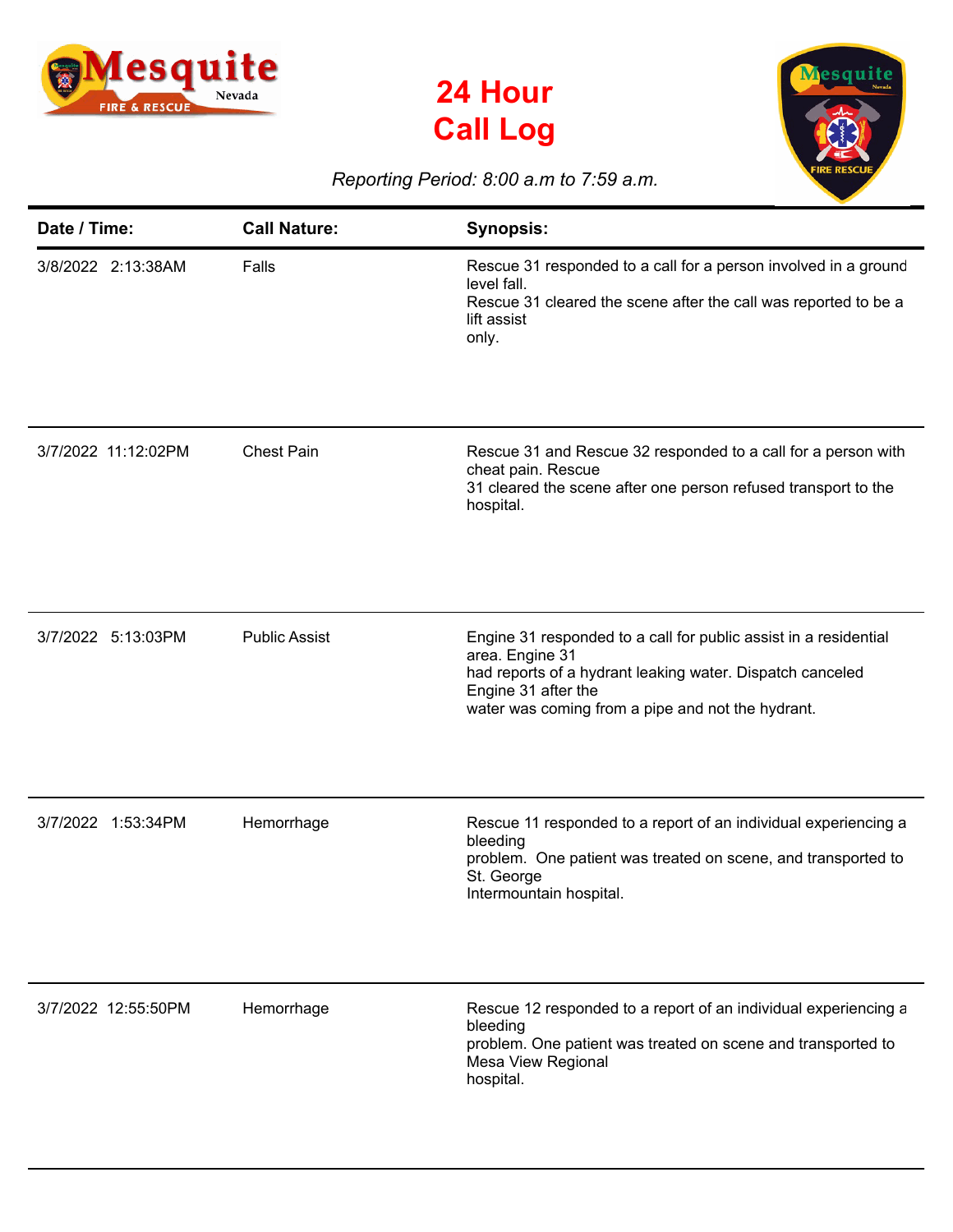# 24 Hour Call Log

*Reporting Period: 8:00 a.m to 7:59 a.m.*

| Date / Time: | Call Nature: | Synopsis: |
|---|---|---|
| 3/8/2022 2:13:38AM | Falls | Rescue 31 responded to a call for a person involved in a ground level fall. Rescue 31 cleared the scene after the call was reported to be a lift assist only. |
| 3/7/2022 11:12:02PM | Chest Pain | Rescue 31 and Rescue 32 responded to a call for a person with cheat pain. Rescue 31 cleared the scene after one person refused transport to the hospital. |
| 3/7/2022 5:13:03PM | Public Assist | Engine 31 responded to a call for public assist in a residential area. Engine 31 had reports of a hydrant leaking water. Dispatch canceled Engine 31 after the water was coming from a pipe and not the hydrant. |
| 3/7/2022 1:53:34PM | Hemorrhage | Rescue 11 responded to a report of an individual experiencing a bleeding problem. One patient was treated on scene, and transported to St. George Intermountain hospital. |
| 3/7/2022 12:55:50PM | Hemorrhage | Rescue 12 responded to a report of an individual experiencing a bleeding problem. One patient was treated on scene and transported to Mesa View Regional hospital. |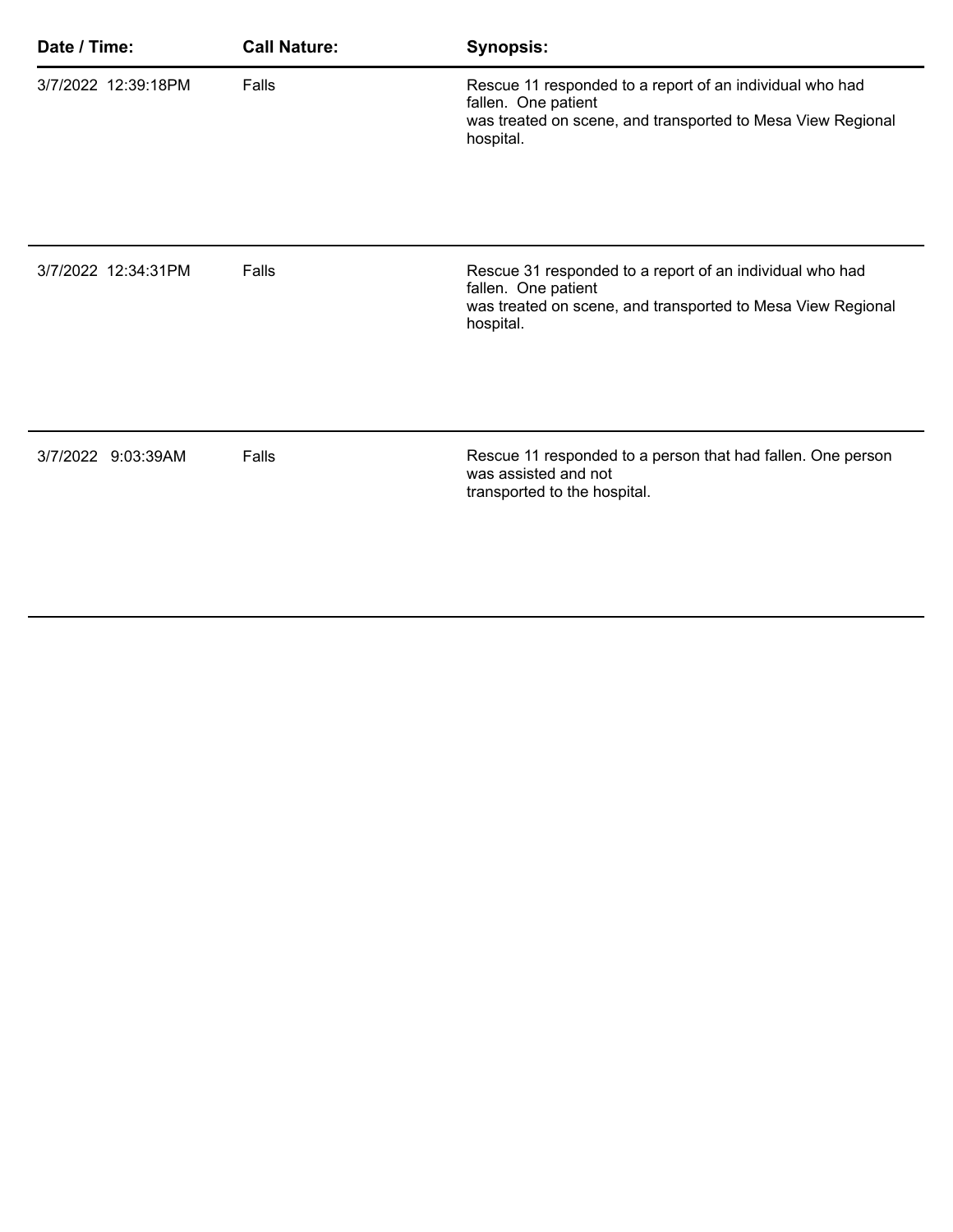| Date / Time: | Call Nature: | Synopsis: |
| --- | --- | --- |
| 3/7/2022 12:39:18PM | Falls | Rescue 11 responded to a report of an individual who had fallen. One patient was treated on scene, and transported to Mesa View Regional hospital. |
| 3/7/2022 12:34:31PM | Falls | Rescue 31 responded to a report of an individual who had fallen. One patient was treated on scene, and transported to Mesa View Regional hospital. |
| 3/7/2022 9:03:39AM | Falls | Rescue 11 responded to a person that had fallen. One person was assisted and not transported to the hospital. |